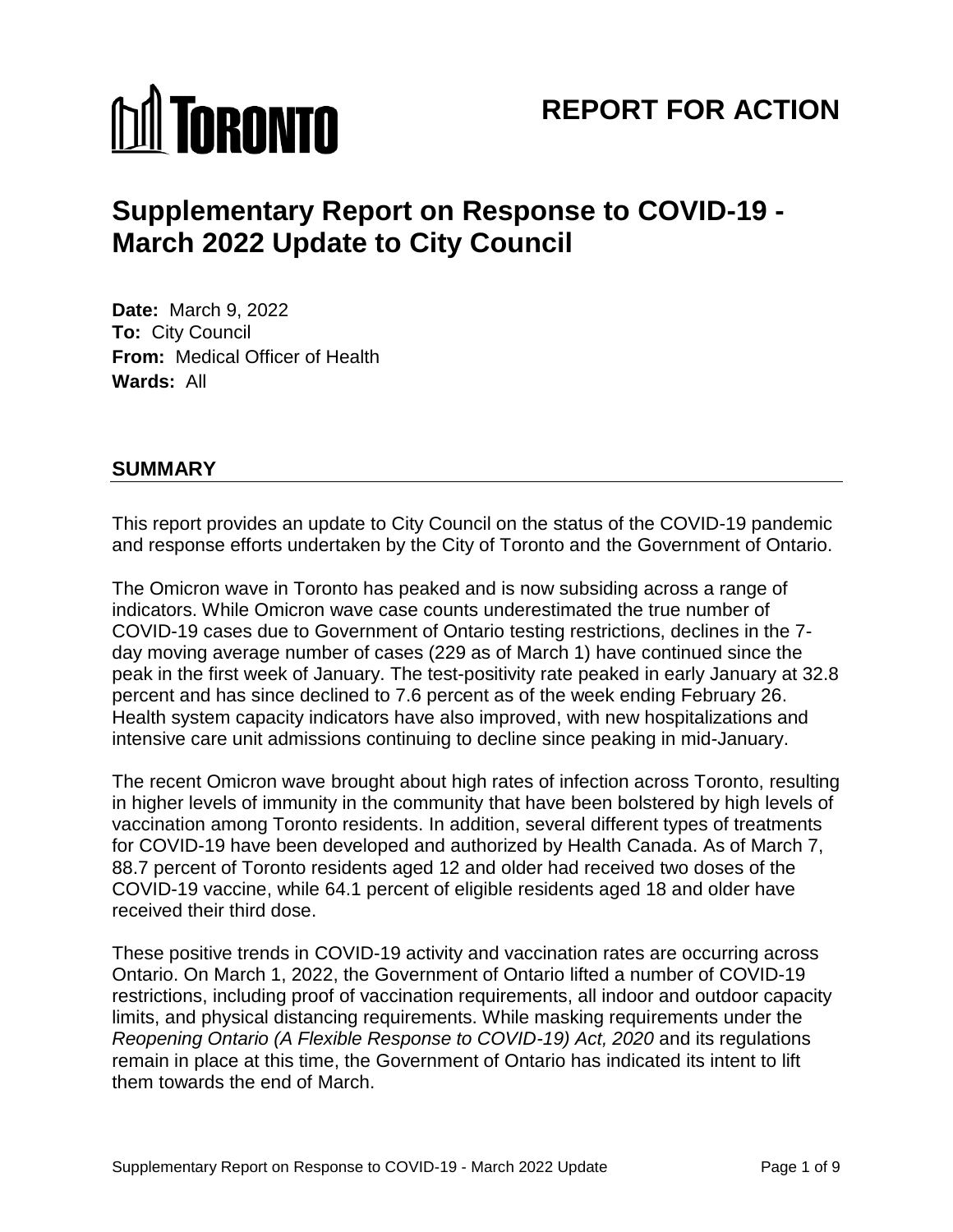TORONTO

# REPORT FOR ACTION

# Supplementary Report on Response to COVID-19 - March 2022 Update to City Council

**Date:** March 9, 2022
**To:** City Council
**From:** Medical Officer of Health
**Wards:** All

## SUMMARY

This report provides an update to City Council on the status of the COVID-19 pandemic and response efforts undertaken by the City of Toronto and the Government of Ontario.

The Omicron wave in Toronto has peaked and is now subsiding across a range of indicators. While Omicron wave case counts underestimated the true number of COVID-19 cases due to Government of Ontario testing restrictions, declines in the 7-day moving average number of cases (229 as of March 1) have continued since the peak in the first week of January. The test-positivity rate peaked in early January at 32.8 percent and has since declined to 7.6 percent as of the week ending February 26. Health system capacity indicators have also improved, with new hospitalizations and intensive care unit admissions continuing to decline since peaking in mid-January.

The recent Omicron wave brought about high rates of infection across Toronto, resulting in higher levels of immunity in the community that have been bolstered by high levels of vaccination among Toronto residents. In addition, several different types of treatments for COVID-19 have been developed and authorized by Health Canada. As of March 7, 88.7 percent of Toronto residents aged 12 and older had received two doses of the COVID-19 vaccine, while 64.1 percent of eligible residents aged 18 and older have received their third dose.

These positive trends in COVID-19 activity and vaccination rates are occurring across Ontario. On March 1, 2022, the Government of Ontario lifted a number of COVID-19 restrictions, including proof of vaccination requirements, all indoor and outdoor capacity limits, and physical distancing requirements. While masking requirements under the *Reopening Ontario (A Flexible Response to COVID-19) Act, 2020* and its regulations remain in place at this time, the Government of Ontario has indicated its intent to lift them towards the end of March.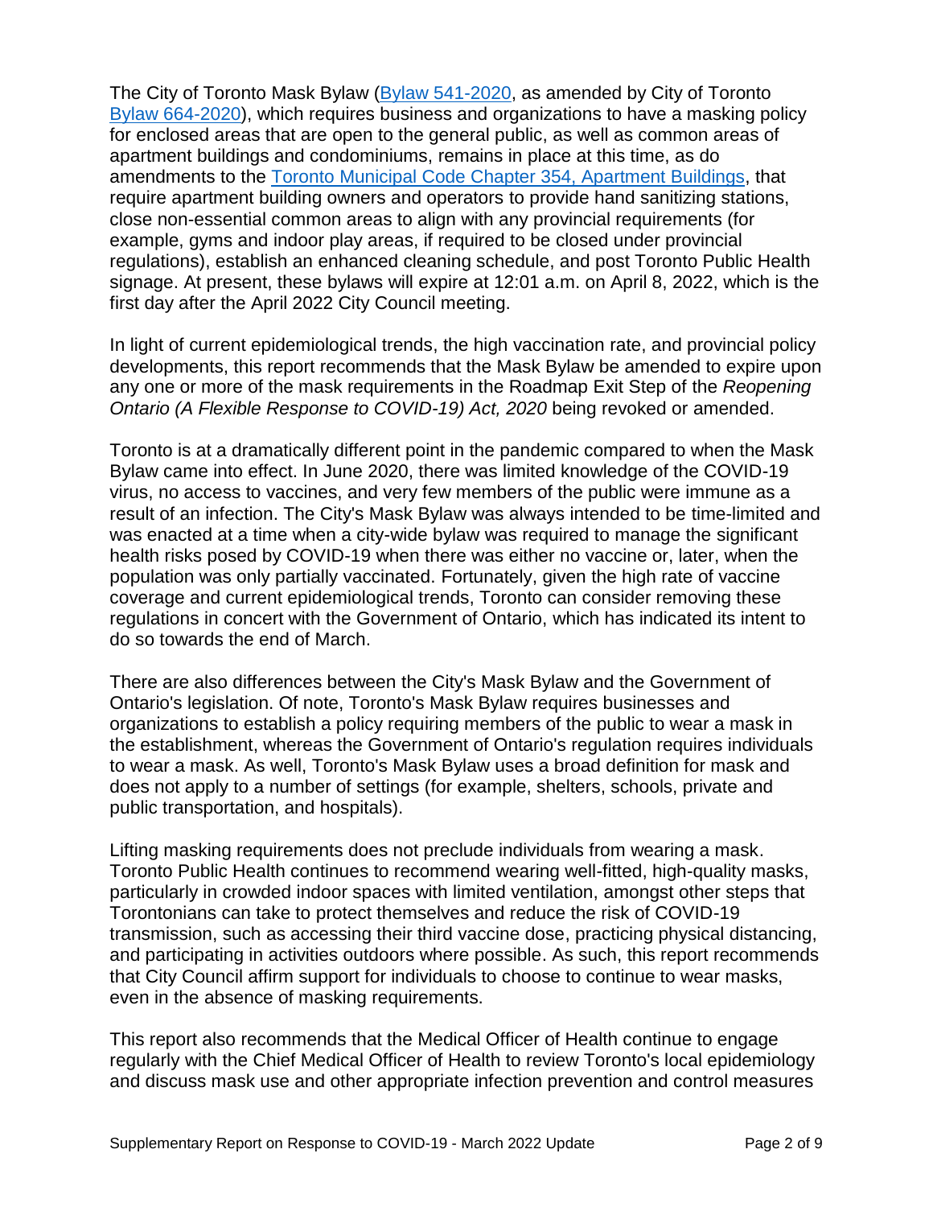The City of Toronto Mask Bylaw (Bylaw 541-2020, as amended by City of Toronto Bylaw 664-2020), which requires business and organizations to have a masking policy for enclosed areas that are open to the general public, as well as common areas of apartment buildings and condominiums, remains in place at this time, as do amendments to the Toronto Municipal Code Chapter 354, Apartment Buildings, that require apartment building owners and operators to provide hand sanitizing stations, close non-essential common areas to align with any provincial requirements (for example, gyms and indoor play areas, if required to be closed under provincial regulations), establish an enhanced cleaning schedule, and post Toronto Public Health signage. At present, these bylaws will expire at 12:01 a.m. on April 8, 2022, which is the first day after the April 2022 City Council meeting.

In light of current epidemiological trends, the high vaccination rate, and provincial policy developments, this report recommends that the Mask Bylaw be amended to expire upon any one or more of the mask requirements in the Roadmap Exit Step of the *Reopening Ontario (A Flexible Response to COVID-19) Act, 2020* being revoked or amended.

Toronto is at a dramatically different point in the pandemic compared to when the Mask Bylaw came into effect. In June 2020, there was limited knowledge of the COVID-19 virus, no access to vaccines, and very few members of the public were immune as a result of an infection. The City's Mask Bylaw was always intended to be time-limited and was enacted at a time when a city-wide bylaw was required to manage the significant health risks posed by COVID-19 when there was either no vaccine or, later, when the population was only partially vaccinated. Fortunately, given the high rate of vaccine coverage and current epidemiological trends, Toronto can consider removing these regulations in concert with the Government of Ontario, which has indicated its intent to do so towards the end of March.

There are also differences between the City's Mask Bylaw and the Government of Ontario's legislation. Of note, Toronto's Mask Bylaw requires businesses and organizations to establish a policy requiring members of the public to wear a mask in the establishment, whereas the Government of Ontario's regulation requires individuals to wear a mask. As well, Toronto's Mask Bylaw uses a broad definition for mask and does not apply to a number of settings (for example, shelters, schools, private and public transportation, and hospitals).

Lifting masking requirements does not preclude individuals from wearing a mask. Toronto Public Health continues to recommend wearing well-fitted, high-quality masks, particularly in crowded indoor spaces with limited ventilation, amongst other steps that Torontonians can take to protect themselves and reduce the risk of COVID-19 transmission, such as accessing their third vaccine dose, practicing physical distancing, and participating in activities outdoors where possible. As such, this report recommends that City Council affirm support for individuals to choose to continue to wear masks, even in the absence of masking requirements.

This report also recommends that the Medical Officer of Health continue to engage regularly with the Chief Medical Officer of Health to review Toronto's local epidemiology and discuss mask use and other appropriate infection prevention and control measures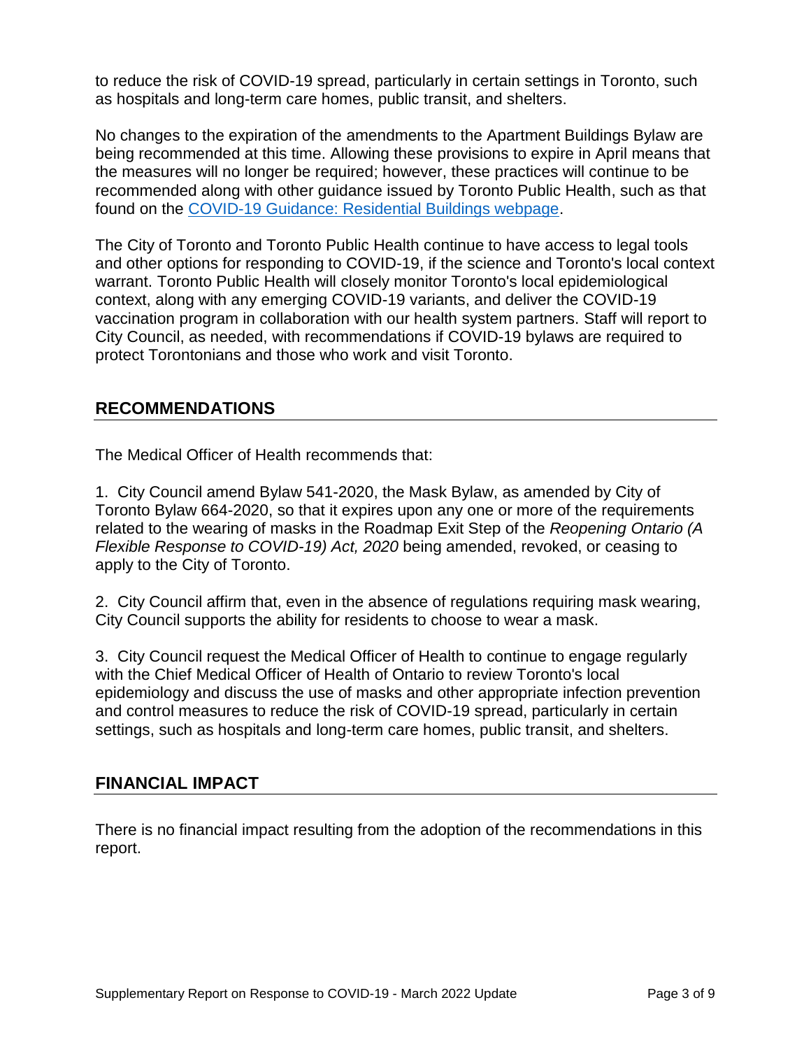to reduce the risk of COVID-19 spread, particularly in certain settings in Toronto, such as hospitals and long-term care homes, public transit, and shelters.

No changes to the expiration of the amendments to the Apartment Buildings Bylaw are being recommended at this time. Allowing these provisions to expire in April means that the measures will no longer be required; however, these practices will continue to be recommended along with other guidance issued by Toronto Public Health, such as that found on the [COVID-19 Guidance: Residential Buildings webpage](#).

The City of Toronto and Toronto Public Health continue to have access to legal tools and other options for responding to COVID-19, if the science and Toronto's local context warrant. Toronto Public Health will closely monitor Toronto's local epidemiological context, along with any emerging COVID-19 variants, and deliver the COVID-19 vaccination program in collaboration with our health system partners. Staff will report to City Council, as needed, with recommendations if COVID-19 bylaws are required to protect Torontonians and those who work and visit Toronto.

## RECOMMENDATIONS

The Medical Officer of Health recommends that:

1. City Council amend Bylaw 541-2020, the Mask Bylaw, as amended by City of Toronto Bylaw 664-2020, so that it expires upon any one or more of the requirements related to the wearing of masks in the Roadmap Exit Step of the *Reopening Ontario (A Flexible Response to COVID-19) Act, 2020* being amended, revoked, or ceasing to apply to the City of Toronto.

2. City Council affirm that, even in the absence of regulations requiring mask wearing, City Council supports the ability for residents to choose to wear a mask.

3. City Council request the Medical Officer of Health to continue to engage regularly with the Chief Medical Officer of Health of Ontario to review Toronto's local epidemiology and discuss the use of masks and other appropriate infection prevention and control measures to reduce the risk of COVID-19 spread, particularly in certain settings, such as hospitals and long-term care homes, public transit, and shelters.

## FINANCIAL IMPACT

There is no financial impact resulting from the adoption of the recommendations in this report.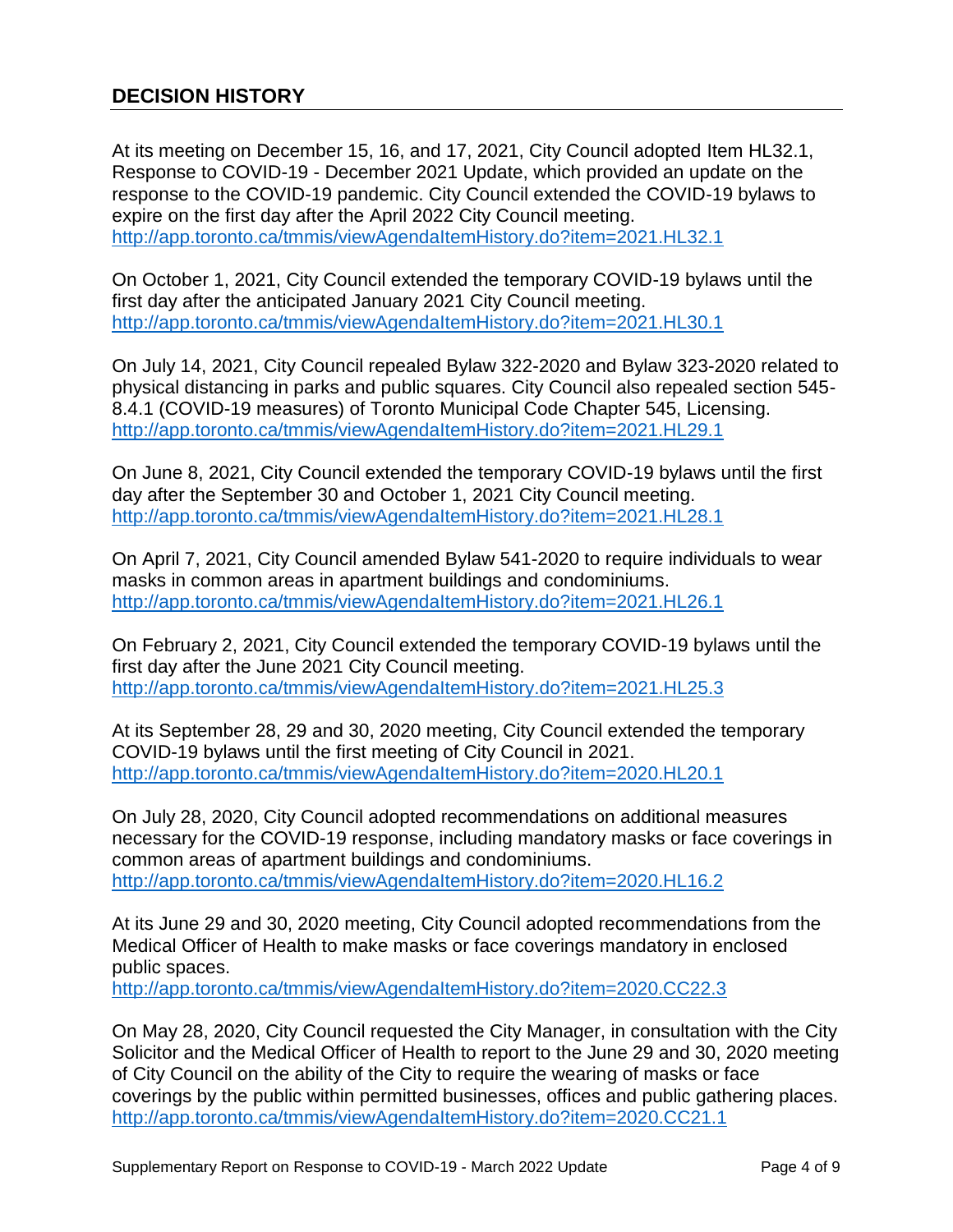## DECISION HISTORY

At its meeting on December 15, 16, and 17, 2021, City Council adopted Item HL32.1, Response to COVID-19 - December 2021 Update, which provided an update on the response to the COVID-19 pandemic. City Council extended the COVID-19 bylaws to expire on the first day after the April 2022 City Council meeting.
http://app.toronto.ca/tmmis/viewAgendaItemHistory.do?item=2021.HL32.1

On October 1, 2021, City Council extended the temporary COVID-19 bylaws until the first day after the anticipated January 2021 City Council meeting.
http://app.toronto.ca/tmmis/viewAgendaItemHistory.do?item=2021.HL30.1

On July 14, 2021, City Council repealed Bylaw 322-2020 and Bylaw 323-2020 related to physical distancing in parks and public squares. City Council also repealed section 545-8.4.1 (COVID-19 measures) of Toronto Municipal Code Chapter 545, Licensing.
http://app.toronto.ca/tmmis/viewAgendaItemHistory.do?item=2021.HL29.1

On June 8, 2021, City Council extended the temporary COVID-19 bylaws until the first day after the September 30 and October 1, 2021 City Council meeting.
http://app.toronto.ca/tmmis/viewAgendaItemHistory.do?item=2021.HL28.1

On April 7, 2021, City Council amended Bylaw 541-2020 to require individuals to wear masks in common areas in apartment buildings and condominiums.
http://app.toronto.ca/tmmis/viewAgendaItemHistory.do?item=2021.HL26.1

On February 2, 2021, City Council extended the temporary COVID-19 bylaws until the first day after the June 2021 City Council meeting.
http://app.toronto.ca/tmmis/viewAgendaItemHistory.do?item=2021.HL25.3

At its September 28, 29 and 30, 2020 meeting, City Council extended the temporary COVID-19 bylaws until the first meeting of City Council in 2021.
http://app.toronto.ca/tmmis/viewAgendaItemHistory.do?item=2020.HL20.1

On July 28, 2020, City Council adopted recommendations on additional measures necessary for the COVID-19 response, including mandatory masks or face coverings in common areas of apartment buildings and condominiums.
http://app.toronto.ca/tmmis/viewAgendaItemHistory.do?item=2020.HL16.2

At its June 29 and 30, 2020 meeting, City Council adopted recommendations from the Medical Officer of Health to make masks or face coverings mandatory in enclosed public spaces.
http://app.toronto.ca/tmmis/viewAgendaItemHistory.do?item=2020.CC22.3

On May 28, 2020, City Council requested the City Manager, in consultation with the City Solicitor and the Medical Officer of Health to report to the June 29 and 30, 2020 meeting of City Council on the ability of the City to require the wearing of masks or face coverings by the public within permitted businesses, offices and public gathering places.
http://app.toronto.ca/tmmis/viewAgendaItemHistory.do?item=2020.CC21.1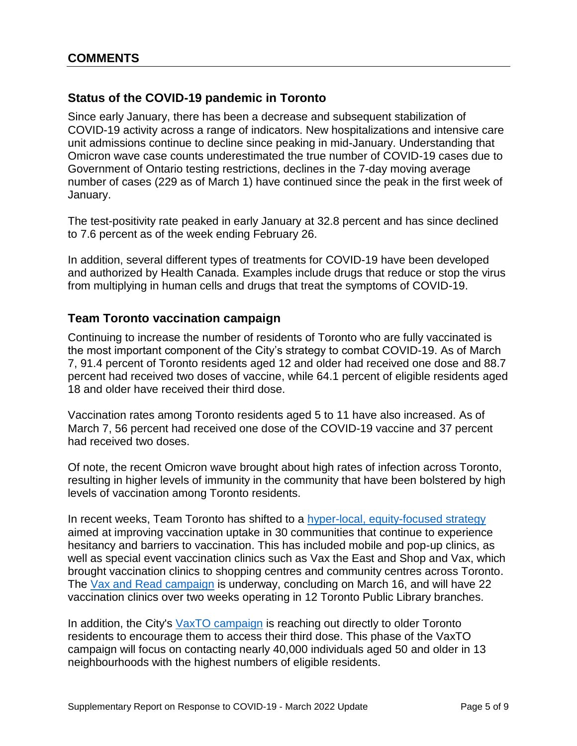## COMMENTS

### Status of the COVID-19 pandemic in Toronto

Since early January, there has been a decrease and subsequent stabilization of COVID-19 activity across a range of indicators. New hospitalizations and intensive care unit admissions continue to decline since peaking in mid-January. Understanding that Omicron wave case counts underestimated the true number of COVID-19 cases due to Government of Ontario testing restrictions, declines in the 7-day moving average number of cases (229 as of March 1) have continued since the peak in the first week of January.

The test-positivity rate peaked in early January at 32.8 percent and has since declined to 7.6 percent as of the week ending February 26.

In addition, several different types of treatments for COVID-19 have been developed and authorized by Health Canada. Examples include drugs that reduce or stop the virus from multiplying in human cells and drugs that treat the symptoms of COVID-19.

### Team Toronto vaccination campaign

Continuing to increase the number of residents of Toronto who are fully vaccinated is the most important component of the City's strategy to combat COVID-19. As of March 7, 91.4 percent of Toronto residents aged 12 and older had received one dose and 88.7 percent had received two doses of vaccine, while 64.1 percent of eligible residents aged 18 and older have received their third dose.

Vaccination rates among Toronto residents aged 5 to 11 have also increased. As of March 7, 56 percent had received one dose of the COVID-19 vaccine and 37 percent had received two doses.

Of note, the recent Omicron wave brought about high rates of infection across Toronto, resulting in higher levels of immunity in the community that have been bolstered by high levels of vaccination among Toronto residents.

In recent weeks, Team Toronto has shifted to a hyper-local, equity-focused strategy aimed at improving vaccination uptake in 30 communities that continue to experience hesitancy and barriers to vaccination. This has included mobile and pop-up clinics, as well as special event vaccination clinics such as Vax the East and Shop and Vax, which brought vaccination clinics to shopping centres and community centres across Toronto. The Vax and Read campaign is underway, concluding on March 16, and will have 22 vaccination clinics over two weeks operating in 12 Toronto Public Library branches.

In addition, the City's VaxTO campaign is reaching out directly to older Toronto residents to encourage them to access their third dose. This phase of the VaxTO campaign will focus on contacting nearly 40,000 individuals aged 50 and older in 13 neighbourhoods with the highest numbers of eligible residents.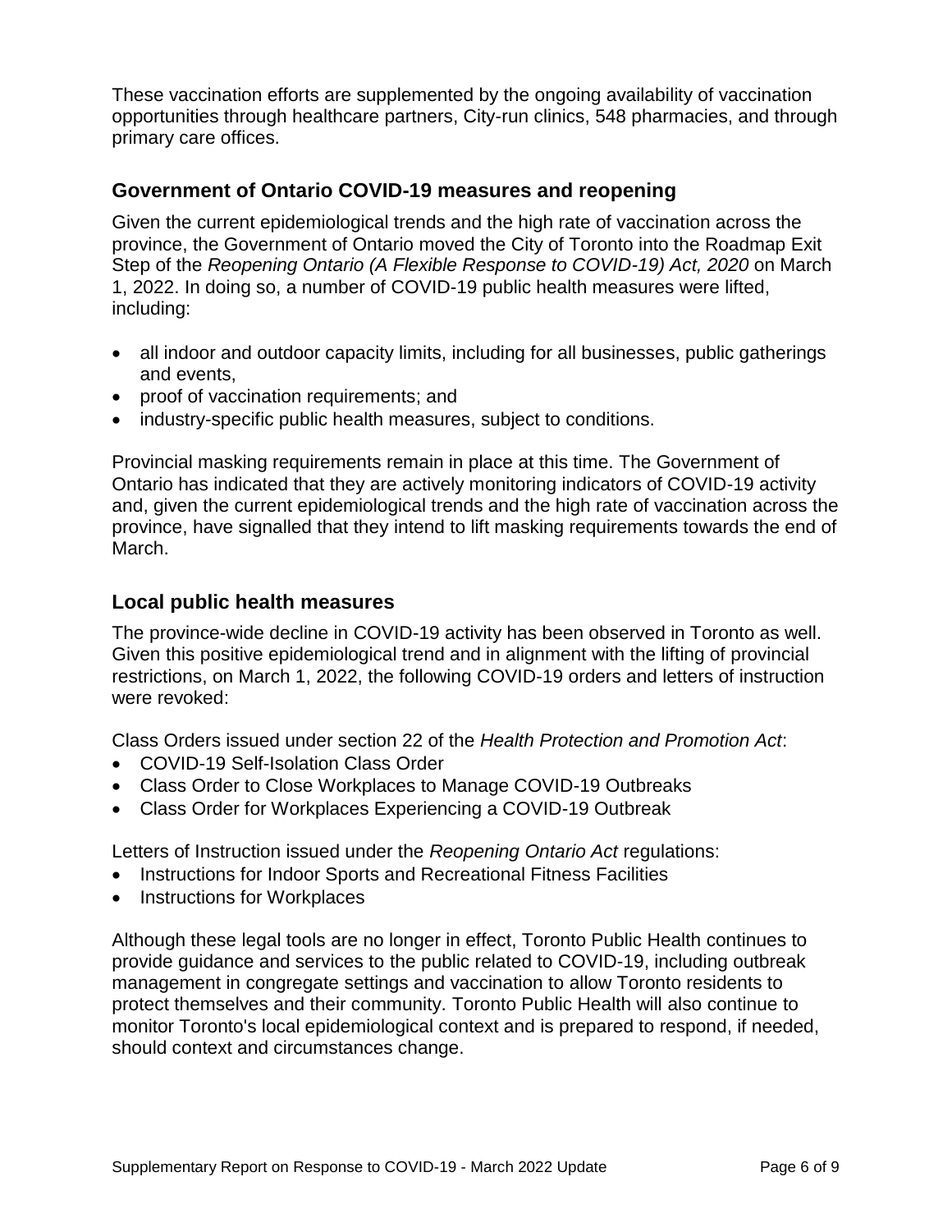These vaccination efforts are supplemented by the ongoing availability of vaccination opportunities through healthcare partners, City-run clinics, 548 pharmacies, and through primary care offices.

## Government of Ontario COVID-19 measures and reopening

Given the current epidemiological trends and the high rate of vaccination across the province, the Government of Ontario moved the City of Toronto into the Roadmap Exit Step of the *Reopening Ontario (A Flexible Response to COVID-19) Act, 2020* on March 1, 2022. In doing so, a number of COVID-19 public health measures were lifted, including:

- all indoor and outdoor capacity limits, including for all businesses, public gatherings and events,
- proof of vaccination requirements; and
- industry-specific public health measures, subject to conditions.

Provincial masking requirements remain in place at this time. The Government of Ontario has indicated that they are actively monitoring indicators of COVID-19 activity and, given the current epidemiological trends and the high rate of vaccination across the province, have signalled that they intend to lift masking requirements towards the end of March.

## Local public health measures

The province-wide decline in COVID-19 activity has been observed in Toronto as well. Given this positive epidemiological trend and in alignment with the lifting of provincial restrictions, on March 1, 2022, the following COVID-19 orders and letters of instruction were revoked:

Class Orders issued under section 22 of the *Health Protection and Promotion Act*:

- COVID-19 Self-Isolation Class Order
- Class Order to Close Workplaces to Manage COVID-19 Outbreaks
- Class Order for Workplaces Experiencing a COVID-19 Outbreak

Letters of Instruction issued under the *Reopening Ontario Act* regulations:

- Instructions for Indoor Sports and Recreational Fitness Facilities
- Instructions for Workplaces

Although these legal tools are no longer in effect, Toronto Public Health continues to provide guidance and services to the public related to COVID-19, including outbreak management in congregate settings and vaccination to allow Toronto residents to protect themselves and their community. Toronto Public Health will also continue to monitor Toronto's local epidemiological context and is prepared to respond, if needed, should context and circumstances change.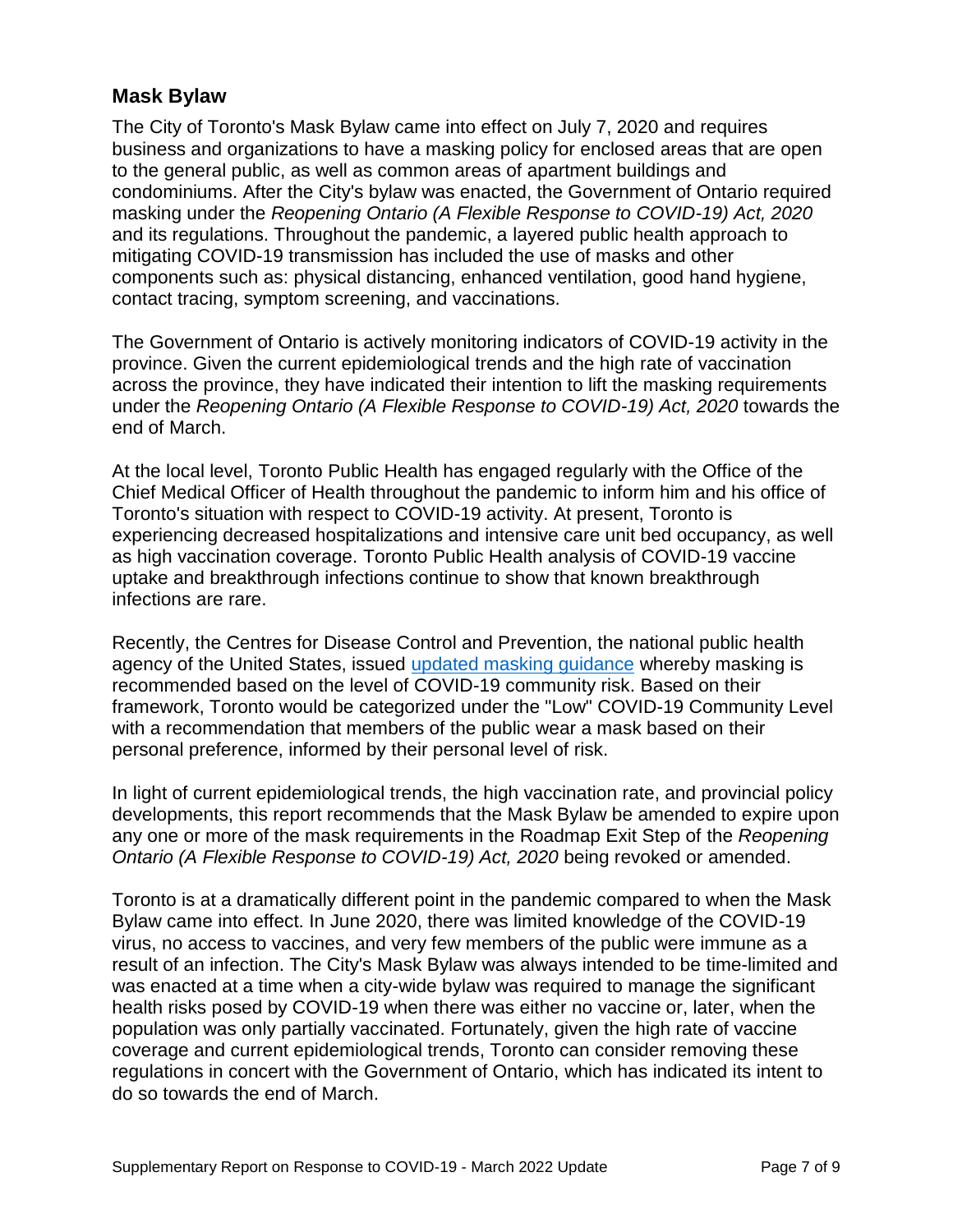## Mask Bylaw

The City of Toronto's Mask Bylaw came into effect on July 7, 2020 and requires business and organizations to have a masking policy for enclosed areas that are open to the general public, as well as common areas of apartment buildings and condominiums. After the City's bylaw was enacted, the Government of Ontario required masking under the *Reopening Ontario (A Flexible Response to COVID-19) Act, 2020* and its regulations. Throughout the pandemic, a layered public health approach to mitigating COVID-19 transmission has included the use of masks and other components such as: physical distancing, enhanced ventilation, good hand hygiene, contact tracing, symptom screening, and vaccinations.

The Government of Ontario is actively monitoring indicators of COVID-19 activity in the province. Given the current epidemiological trends and the high rate of vaccination across the province, they have indicated their intention to lift the masking requirements under the *Reopening Ontario (A Flexible Response to COVID-19) Act, 2020* towards the end of March.

At the local level, Toronto Public Health has engaged regularly with the Office of the Chief Medical Officer of Health throughout the pandemic to inform him and his office of Toronto's situation with respect to COVID-19 activity. At present, Toronto is experiencing decreased hospitalizations and intensive care unit bed occupancy, as well as high vaccination coverage. Toronto Public Health analysis of COVID-19 vaccine uptake and breakthrough infections continue to show that known breakthrough infections are rare.

Recently, the Centres for Disease Control and Prevention, the national public health agency of the United States, issued updated masking guidance whereby masking is recommended based on the level of COVID-19 community risk. Based on their framework, Toronto would be categorized under the "Low" COVID-19 Community Level with a recommendation that members of the public wear a mask based on their personal preference, informed by their personal level of risk.

In light of current epidemiological trends, the high vaccination rate, and provincial policy developments, this report recommends that the Mask Bylaw be amended to expire upon any one or more of the mask requirements in the Roadmap Exit Step of the *Reopening Ontario (A Flexible Response to COVID-19) Act, 2020* being revoked or amended.

Toronto is at a dramatically different point in the pandemic compared to when the Mask Bylaw came into effect. In June 2020, there was limited knowledge of the COVID-19 virus, no access to vaccines, and very few members of the public were immune as a result of an infection. The City's Mask Bylaw was always intended to be time-limited and was enacted at a time when a city-wide bylaw was required to manage the significant health risks posed by COVID-19 when there was either no vaccine or, later, when the population was only partially vaccinated. Fortunately, given the high rate of vaccine coverage and current epidemiological trends, Toronto can consider removing these regulations in concert with the Government of Ontario, which has indicated its intent to do so towards the end of March.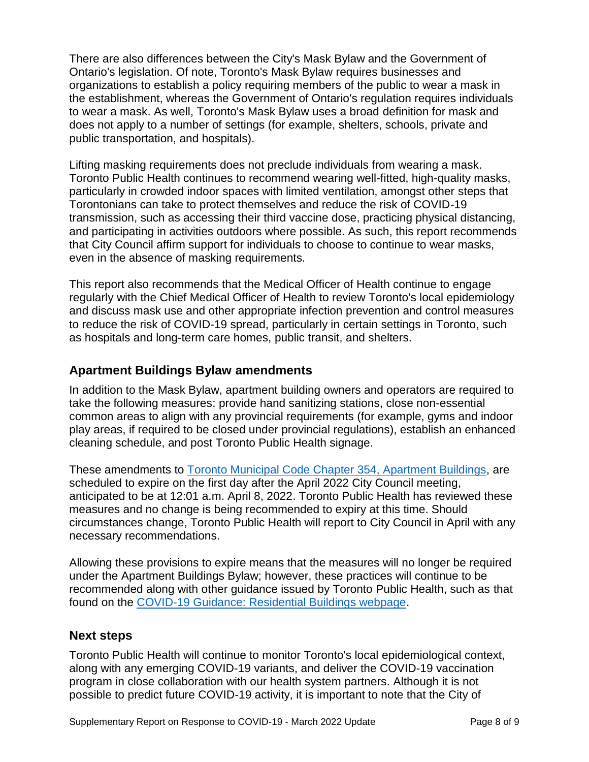There are also differences between the City's Mask Bylaw and the Government of Ontario's legislation. Of note, Toronto's Mask Bylaw requires businesses and organizations to establish a policy requiring members of the public to wear a mask in the establishment, whereas the Government of Ontario's regulation requires individuals to wear a mask. As well, Toronto's Mask Bylaw uses a broad definition for mask and does not apply to a number of settings (for example, shelters, schools, private and public transportation, and hospitals).

Lifting masking requirements does not preclude individuals from wearing a mask. Toronto Public Health continues to recommend wearing well-fitted, high-quality masks, particularly in crowded indoor spaces with limited ventilation, amongst other steps that Torontonians can take to protect themselves and reduce the risk of COVID-19 transmission, such as accessing their third vaccine dose, practicing physical distancing, and participating in activities outdoors where possible. As such, this report recommends that City Council affirm support for individuals to choose to continue to wear masks, even in the absence of masking requirements.

This report also recommends that the Medical Officer of Health continue to engage regularly with the Chief Medical Officer of Health to review Toronto's local epidemiology and discuss mask use and other appropriate infection prevention and control measures to reduce the risk of COVID-19 spread, particularly in certain settings in Toronto, such as hospitals and long-term care homes, public transit, and shelters.

## Apartment Buildings Bylaw amendments

In addition to the Mask Bylaw, apartment building owners and operators are required to take the following measures: provide hand sanitizing stations, close non-essential common areas to align with any provincial requirements (for example, gyms and indoor play areas, if required to be closed under provincial regulations), establish an enhanced cleaning schedule, and post Toronto Public Health signage.

These amendments to Toronto Municipal Code Chapter 354, Apartment Buildings, are scheduled to expire on the first day after the April 2022 City Council meeting, anticipated to be at 12:01 a.m. April 8, 2022. Toronto Public Health has reviewed these measures and no change is being recommended to expiry at this time. Should circumstances change, Toronto Public Health will report to City Council in April with any necessary recommendations.

Allowing these provisions to expire means that the measures will no longer be required under the Apartment Buildings Bylaw; however, these practices will continue to be recommended along with other guidance issued by Toronto Public Health, such as that found on the COVID-19 Guidance: Residential Buildings webpage.

## Next steps

Toronto Public Health will continue to monitor Toronto's local epidemiological context, along with any emerging COVID-19 variants, and deliver the COVID-19 vaccination program in close collaboration with our health system partners. Although it is not possible to predict future COVID-19 activity, it is important to note that the City of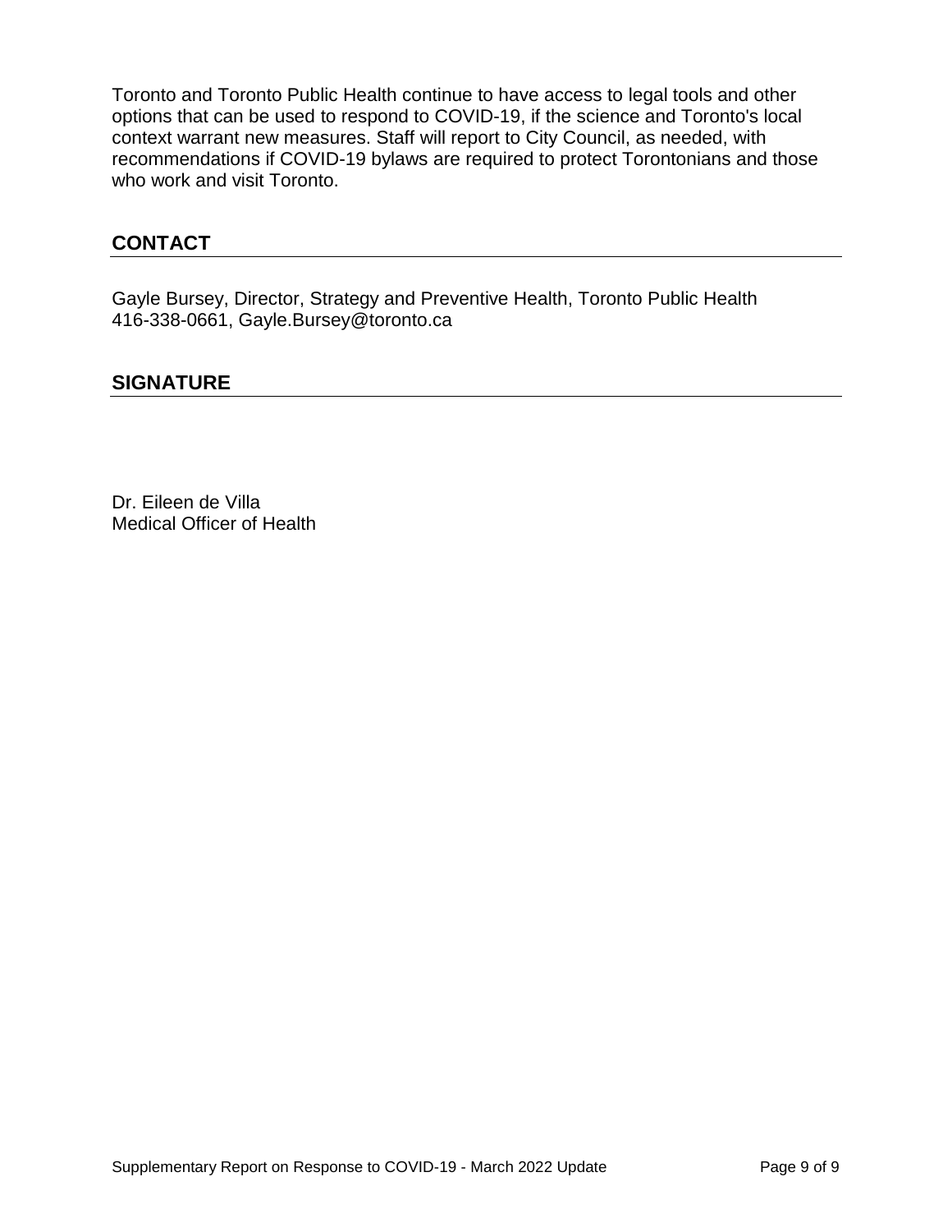Toronto and Toronto Public Health continue to have access to legal tools and other options that can be used to respond to COVID-19, if the science and Toronto's local context warrant new measures. Staff will report to City Council, as needed, with recommendations if COVID-19 bylaws are required to protect Torontonians and those who work and visit Toronto.

## CONTACT

Gayle Bursey, Director, Strategy and Preventive Health, Toronto Public Health
416-338-0661, Gayle.Bursey@toronto.ca

## SIGNATURE

Dr. Eileen de Villa
Medical Officer of Health